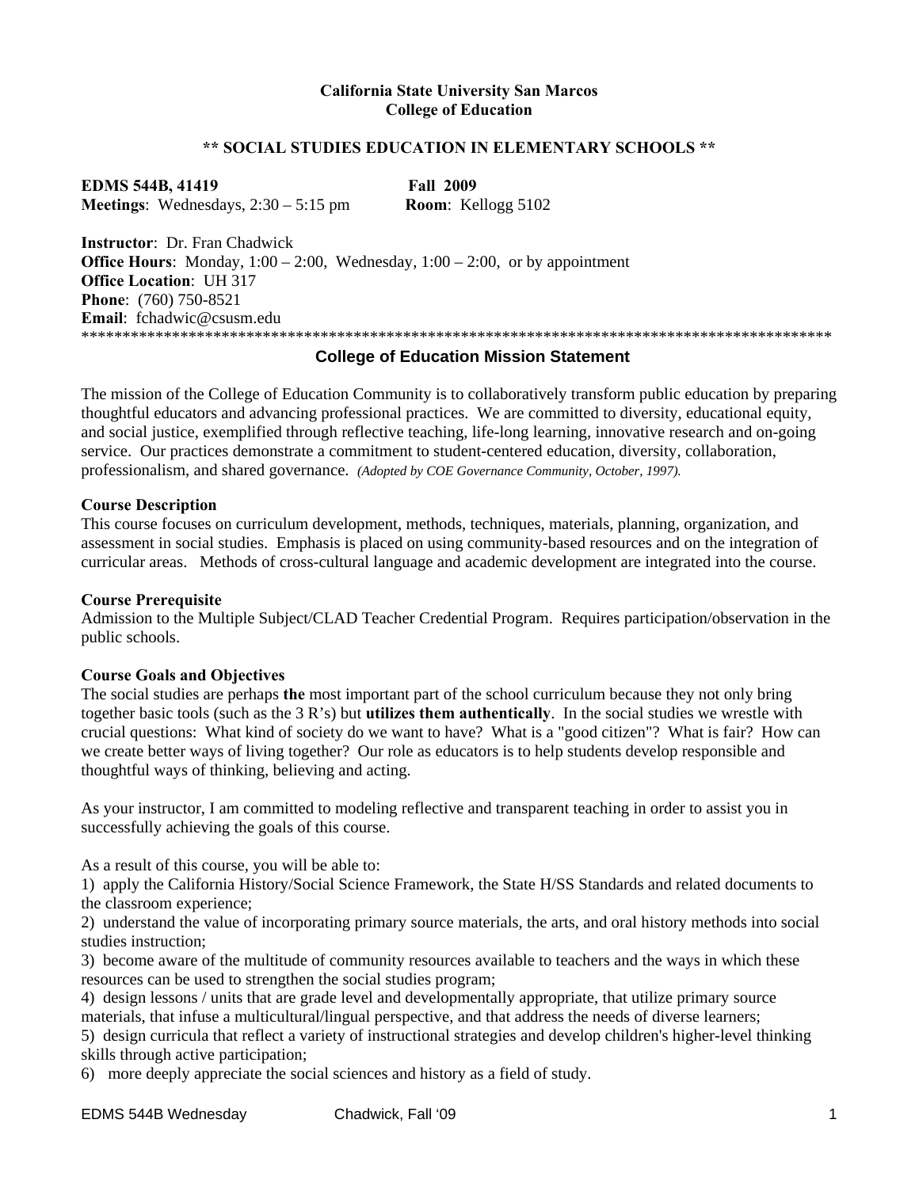**California State University San Marcos**
**College of Education**

**\*\* SOCIAL STUDIES EDUCATION IN ELEMENTARY SCHOOLS \*\***

**EDMS 544B, 41419** **Fall 2009**
**Meetings**: Wednesdays, 2:30 – 5:15 pm **Room**: Kellogg 5102

**Instructor**: Dr. Fran Chadwick
**Office Hours**: Monday, 1:00 – 2:00, Wednesday, 1:00 – 2:00, or by appointment
**Office Location**: UH 317
**Phone**: (760) 750-8521
**Email**: fchadwic@csusm.edu

---

## College of Education Mission Statement

The mission of the College of Education Community is to collaboratively transform public education by preparing thoughtful educators and advancing professional practices. We are committed to diversity, educational equity, and social justice, exemplified through reflective teaching, life-long learning, innovative research and on-going service. Our practices demonstrate a commitment to student-centered education, diversity, collaboration, professionalism, and shared governance. *(Adopted by COE Governance Community, October, 1997).*

### Course Description

This course focuses on curriculum development, methods, techniques, materials, planning, organization, and assessment in social studies. Emphasis is placed on using community-based resources and on the integration of curricular areas. Methods of cross-cultural language and academic development are integrated into the course.

### Course Prerequisite

Admission to the Multiple Subject/CLAD Teacher Credential Program. Requires participation/observation in the public schools.

### Course Goals and Objectives

The social studies are perhaps **the** most important part of the school curriculum because they not only bring together basic tools (such as the 3 R's) but **utilizes them authentically**. In the social studies we wrestle with crucial questions: What kind of society do we want to have? What is a "good citizen"? What is fair? How can we create better ways of living together? Our role as educators is to help students develop responsible and thoughtful ways of thinking, believing and acting.

As your instructor, I am committed to modeling reflective and transparent teaching in order to assist you in successfully achieving the goals of this course.

As a result of this course, you will be able to:

1) apply the California History/Social Science Framework, the State H/SS Standards and related documents to the classroom experience;
2) understand the value of incorporating primary source materials, the arts, and oral history methods into social studies instruction;
3) become aware of the multitude of community resources available to teachers and the ways in which these resources can be used to strengthen the social studies program;
4) design lessons / units that are grade level and developmentally appropriate, that utilize primary source materials, that infuse a multicultural/lingual perspective, and that address the needs of diverse learners;
5) design curricula that reflect a variety of instructional strategies and develop children's higher-level thinking skills through active participation;
6) more deeply appreciate the social sciences and history as a field of study.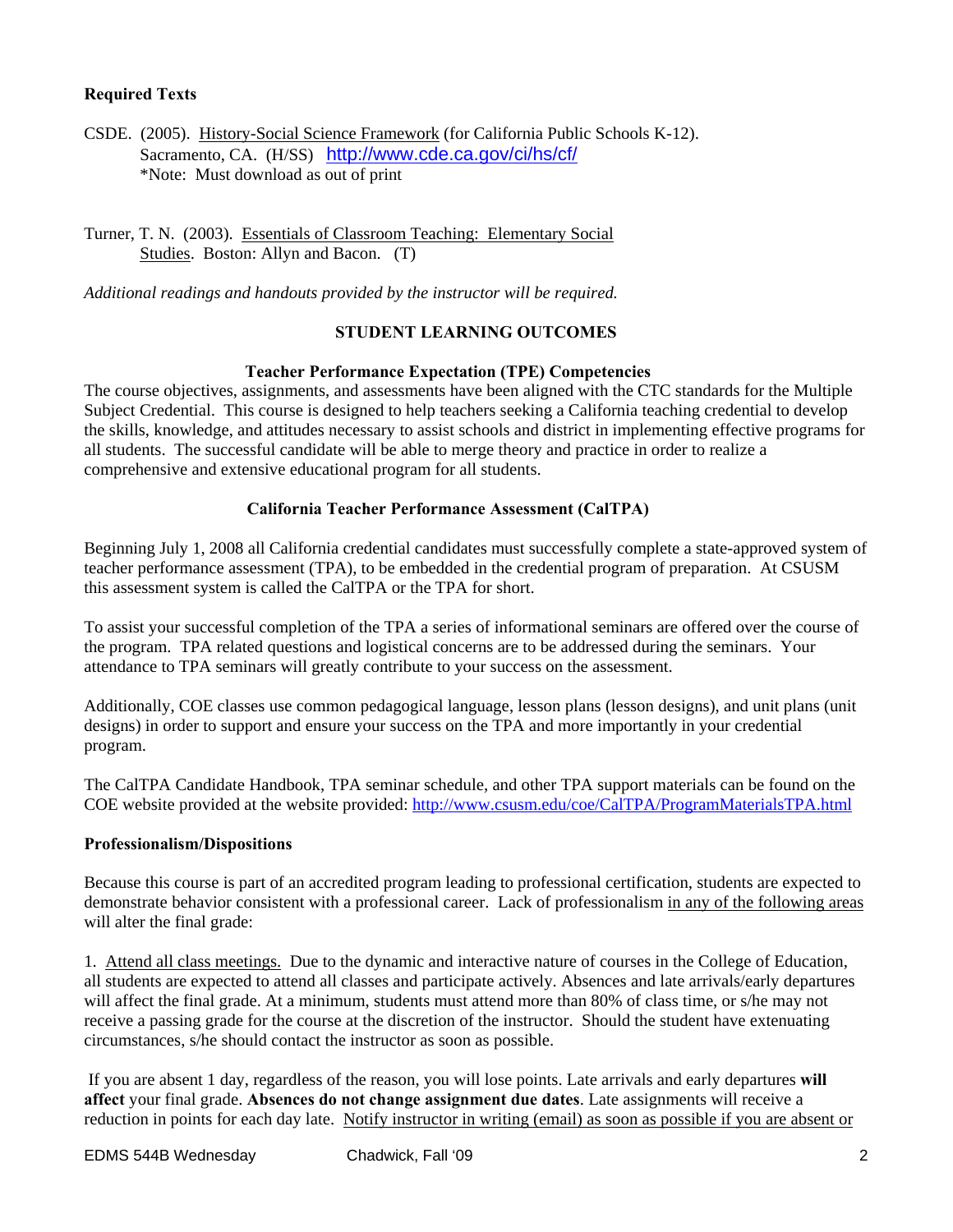**Required Texts**

CSDE. (2005). History-Social Science Framework (for California Public Schools K-12). Sacramento, CA. (H/SS) http://www.cde.ca.gov/ci/hs/cf/
*Note: Must download as out of print

Turner, T. N. (2003). Essentials of Classroom Teaching: Elementary Social Studies. Boston: Allyn and Bacon. (T)

*Additional readings and handouts provided by the instructor will be required.*

## STUDENT LEARNING OUTCOMES

### Teacher Performance Expectation (TPE) Competencies

The course objectives, assignments, and assessments have been aligned with the CTC standards for the Multiple Subject Credential. This course is designed to help teachers seeking a California teaching credential to develop the skills, knowledge, and attitudes necessary to assist schools and district in implementing effective programs for all students. The successful candidate will be able to merge theory and practice in order to realize a comprehensive and extensive educational program for all students.

### California Teacher Performance Assessment (CalTPA)

Beginning July 1, 2008 all California credential candidates must successfully complete a state-approved system of teacher performance assessment (TPA), to be embedded in the credential program of preparation. At CSUSM this assessment system is called the CalTPA or the TPA for short.

To assist your successful completion of the TPA a series of informational seminars are offered over the course of the program. TPA related questions and logistical concerns are to be addressed during the seminars. Your attendance to TPA seminars will greatly contribute to your success on the assessment.

Additionally, COE classes use common pedagogical language, lesson plans (lesson designs), and unit plans (unit designs) in order to support and ensure your success on the TPA and more importantly in your credential program.

The CalTPA Candidate Handbook, TPA seminar schedule, and other TPA support materials can be found on the COE website provided at the website provided: http://www.csusm.edu/coe/CalTPA/ProgramMaterialsTPA.html

**Professionalism/Dispositions**

Because this course is part of an accredited program leading to professional certification, students are expected to demonstrate behavior consistent with a professional career. Lack of professionalism in any of the following areas will alter the final grade:

1. Attend all class meetings. Due to the dynamic and interactive nature of courses in the College of Education, all students are expected to attend all classes and participate actively. Absences and late arrivals/early departures will affect the final grade. At a minimum, students must attend more than 80% of class time, or s/he may not receive a passing grade for the course at the discretion of the instructor. Should the student have extenuating circumstances, s/he should contact the instructor as soon as possible.

If you are absent 1 day, regardless of the reason, you will lose points. Late arrivals and early departures **will affect** your final grade. **Absences do not change assignment due dates**. Late assignments will receive a reduction in points for each day late. Notify instructor in writing (email) as soon as possible if you are absent or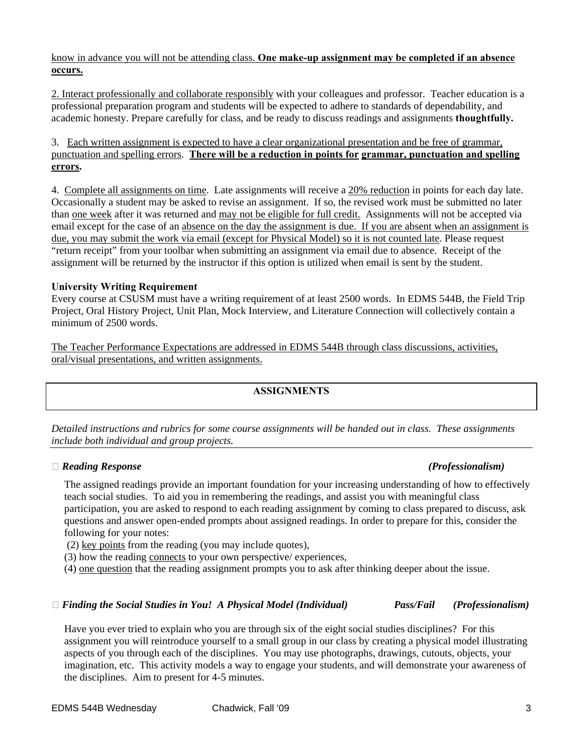know in advance you will not be attending class. **One make-up assignment may be completed if an absence occurs.**

2. Interact professionally and collaborate responsibly with your colleagues and professor. Teacher education is a professional preparation program and students will be expected to adhere to standards of dependability, and academic honesty. Prepare carefully for class, and be ready to discuss readings and assignments **thoughtfully.**

3. Each written assignment is expected to have a clear organizational presentation and be free of grammar, punctuation and spelling errors. **There will be a reduction in points for grammar, punctuation and spelling errors.**

4. Complete all assignments on time. Late assignments will receive a 20% reduction in points for each day late. Occasionally a student may be asked to revise an assignment. If so, the revised work must be submitted no later than one week after it was returned and may not be eligible for full credit. Assignments will not be accepted via email except for the case of an absence on the day the assignment is due. If you are absent when an assignment is due, you may submit the work via email (except for Physical Model) so it is not counted late. Please request "return receipt" from your toolbar when submitting an assignment via email due to absence. Receipt of the assignment will be returned by the instructor if this option is utilized when email is sent by the student.

**University Writing Requirement**

Every course at CSUSM must have a writing requirement of at least 2500 words. In EDMS 544B, the Field Trip Project, Oral History Project, Unit Plan, Mock Interview, and Literature Connection will collectively contain a minimum of 2500 words.

The Teacher Performance Expectations are addressed in EDMS 544B through class discussions, activities, oral/visual presentations, and written assignments.

## ASSIGNMENTS

*Detailed instructions and rubrics for some course assignments will be handed out in class. These assignments include both individual and group projects.*

***Reading Response*** ***(Professionalism)***

The assigned readings provide an important foundation for your increasing understanding of how to effectively teach social studies. To aid you in remembering the readings, and assist you with meaningful class participation, you are asked to respond to each reading assignment by coming to class prepared to discuss, ask questions and answer open-ended prompts about assigned readings. In order to prepare for this, consider the following for your notes:

(2) key points from the reading (you may include quotes),
(3) how the reading connects to your own perspective/ experiences,
(4) one question that the reading assignment prompts you to ask after thinking deeper about the issue.

***Finding the Social Studies in You! A Physical Model (Individual)*** ***Pass/Fail*** ***(Professionalism)***

Have you ever tried to explain who you are through six of the eight social studies disciplines? For this assignment you will reintroduce yourself to a small group in our class by creating a physical model illustrating aspects of you through each of the disciplines. You may use photographs, drawings, cutouts, objects, your imagination, etc. This activity models a way to engage your students, and will demonstrate your awareness of the disciplines. Aim to present for 4-5 minutes.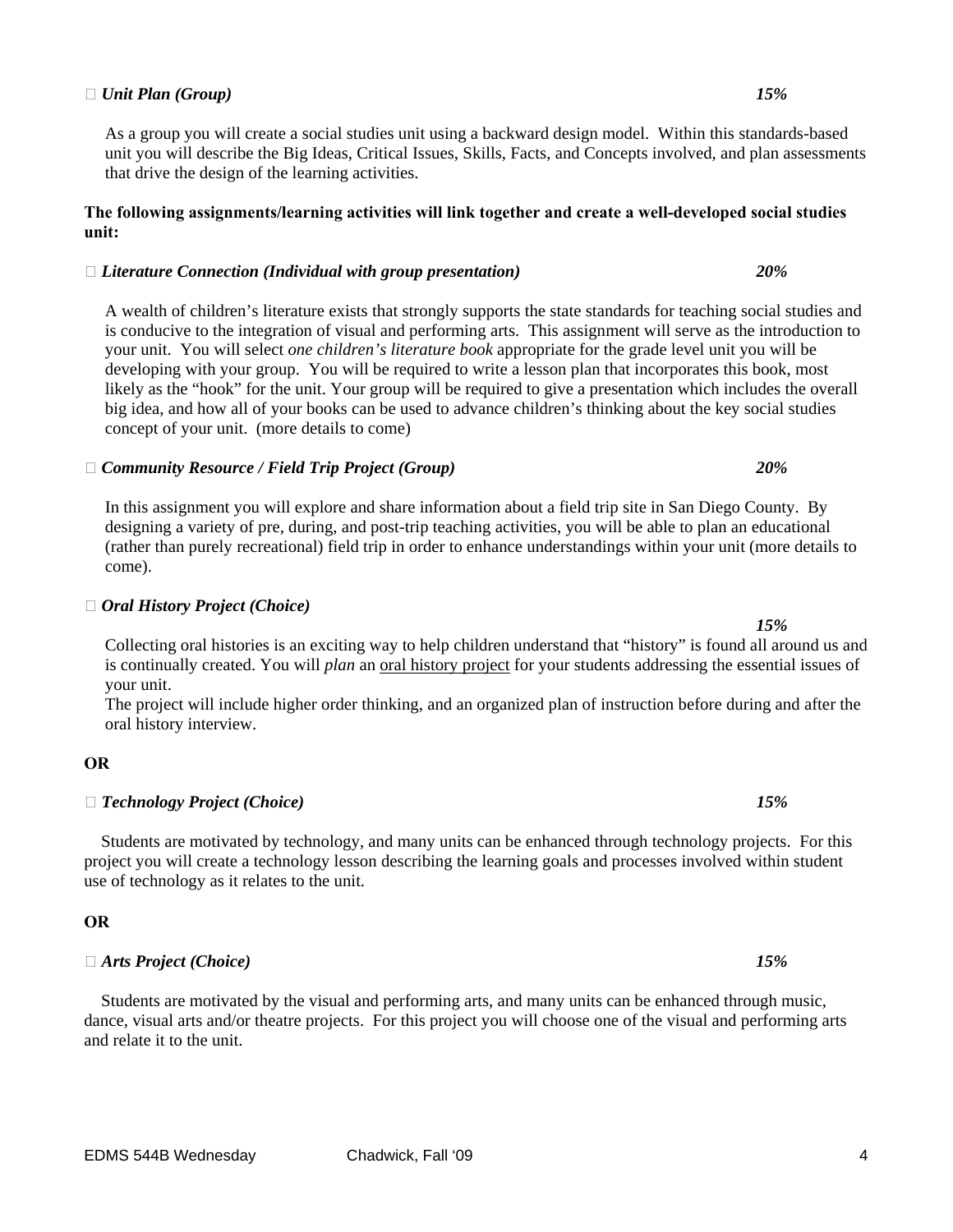- ***Unit Plan (Group)*** ***15%***

  As a group you will create a social studies unit using a backward design model. Within this standards-based unit you will describe the Big Ideas, Critical Issues, Skills, Facts, and Concepts involved, and plan assessments that drive the design of the learning activities.

**The following assignments/learning activities will link together and create a well-developed social studies unit:**

- ***Literature Connection (Individual with group presentation)*** ***20%***

  A wealth of children's literature exists that strongly supports the state standards for teaching social studies and is conducive to the integration of visual and performing arts. This assignment will serve as the introduction to your unit. You will select *one children's literature book* appropriate for the grade level unit you will be developing with your group. You will be required to write a lesson plan that incorporates this book, most likely as the "hook" for the unit. Your group will be required to give a presentation which includes the overall big idea, and how all of your books can be used to advance children's thinking about the key social studies concept of your unit. (more details to come)

- ***Community Resource / Field Trip Project (Group)*** ***20%***

  In this assignment you will explore and share information about a field trip site in San Diego County. By designing a variety of pre, during, and post-trip teaching activities, you will be able to plan an educational (rather than purely recreational) field trip in order to enhance understandings within your unit (more details to come).

- ***Oral History Project (Choice)*** ***15%***

  Collecting oral histories is an exciting way to help children understand that "history" is found all around us and is continually created. You will *plan* an oral history project for your students addressing the essential issues of your unit.
  The project will include higher order thinking, and an organized plan of instruction before during and after the oral history interview.

**OR**

- ***Technology Project (Choice)*** ***15%***

  Students are motivated by technology, and many units can be enhanced through technology projects. For this project you will create a technology lesson describing the learning goals and processes involved within student use of technology as it relates to the unit.

**OR**

- ***Arts Project (Choice)*** ***15%***

  Students are motivated by the visual and performing arts, and many units can be enhanced through music, dance, visual arts and/or theatre projects. For this project you will choose one of the visual and performing arts and relate it to the unit.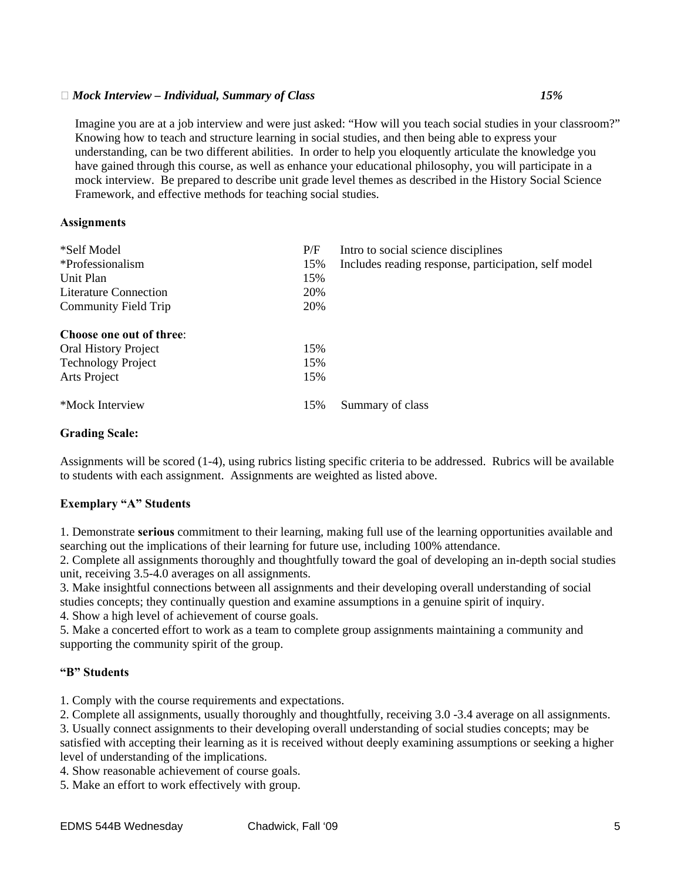- ***Mock Interview – Individual, Summary of Class*** ***15%***

  Imagine you are at a job interview and were just asked: "How will you teach social studies in your classroom?" Knowing how to teach and structure learning in social studies, and then being able to express your understanding, can be two different abilities. In order to help you eloquently articulate the knowledge you have gained through this course, as well as enhance your educational philosophy, you will participate in a mock interview. Be prepared to describe unit grade level themes as described in the History Social Science Framework, and effective methods for teaching social studies.

**Assignments**

| | | |
|---|---|---|
| *Self Model | P/F | Intro to social science disciplines |
| *Professionalism | 15% | Includes reading response, participation, self model |
| Unit Plan | 15% | |
| Literature Connection | 20% | |
| Community Field Trip | 20% | |
| **Choose one out of three**: | | |
| Oral History Project | 15% | |
| Technology Project | 15% | |
| Arts Project | 15% | |
| *Mock Interview | 15% | Summary of class |

**Grading Scale:**

Assignments will be scored (1-4), using rubrics listing specific criteria to be addressed. Rubrics will be available to students with each assignment. Assignments are weighted as listed above.

**Exemplary "A" Students**

1. Demonstrate **serious** commitment to their learning, making full use of the learning opportunities available and searching out the implications of their learning for future use, including 100% attendance.
2. Complete all assignments thoroughly and thoughtfully toward the goal of developing an in-depth social studies unit, receiving 3.5-4.0 averages on all assignments.
3. Make insightful connections between all assignments and their developing overall understanding of social studies concepts; they continually question and examine assumptions in a genuine spirit of inquiry.
4. Show a high level of achievement of course goals.
5. Make a concerted effort to work as a team to complete group assignments maintaining a community and supporting the community spirit of the group.

**"B" Students**

1. Comply with the course requirements and expectations.
2. Complete all assignments, usually thoroughly and thoughtfully, receiving 3.0 -3.4 average on all assignments.
3. Usually connect assignments to their developing overall understanding of social studies concepts; may be satisfied with accepting their learning as it is received without deeply examining assumptions or seeking a higher level of understanding of the implications.
4. Show reasonable achievement of course goals.
5. Make an effort to work effectively with group.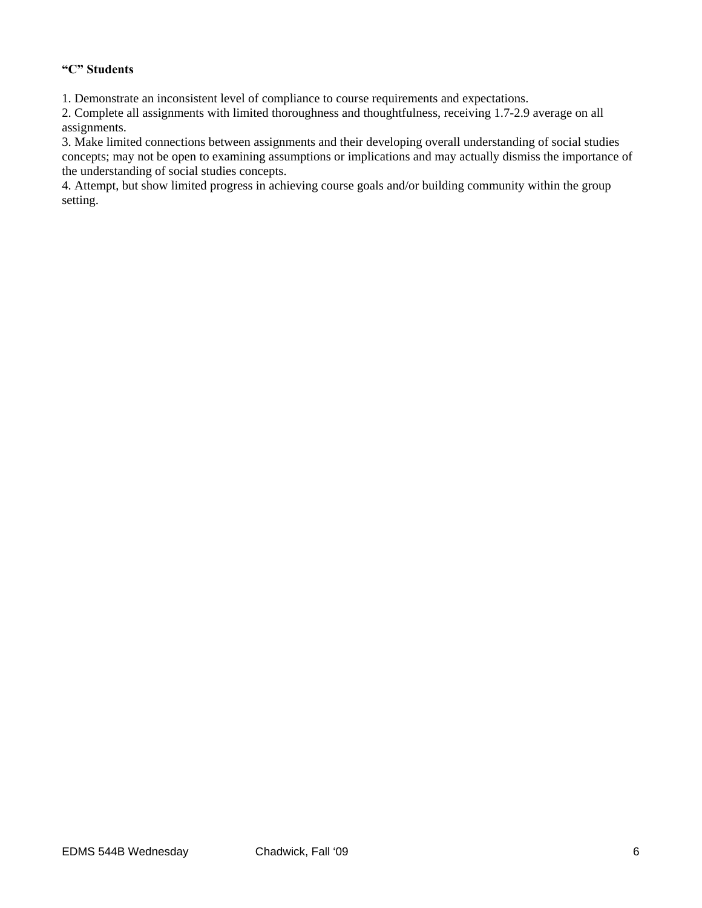**"C" Students**

1. Demonstrate an inconsistent level of compliance to course requirements and expectations.
2. Complete all assignments with limited thoroughness and thoughtfulness, receiving 1.7-2.9 average on all assignments.
3. Make limited connections between assignments and their developing overall understanding of social studies concepts; may not be open to examining assumptions or implications and may actually dismiss the importance of the understanding of social studies concepts.
4. Attempt, but show limited progress in achieving course goals and/or building community within the group setting.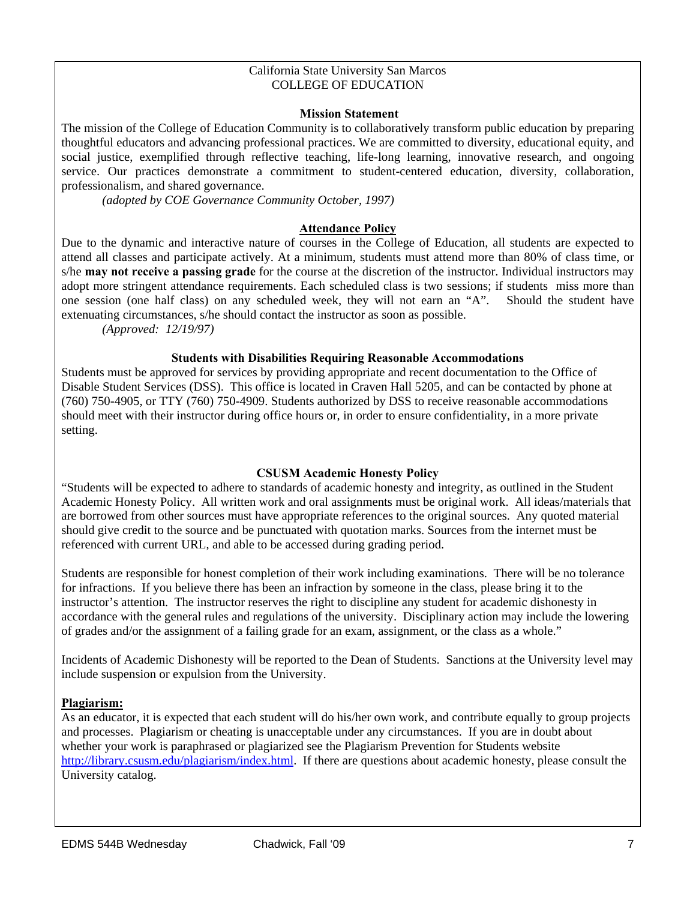California State University San Marcos
COLLEGE OF EDUCATION

**Mission Statement**

The mission of the College of Education Community is to collaboratively transform public education by preparing thoughtful educators and advancing professional practices. We are committed to diversity, educational equity, and social justice, exemplified through reflective teaching, life-long learning, innovative research, and ongoing service. Our practices demonstrate a commitment to student-centered education, diversity, collaboration, professionalism, and shared governance.

*(adopted by COE Governance Community October, 1997)*

**Attendance Policy**

Due to the dynamic and interactive nature of courses in the College of Education, all students are expected to attend all classes and participate actively. At a minimum, students must attend more than 80% of class time, or s/he **may not receive a passing grade** for the course at the discretion of the instructor. Individual instructors may adopt more stringent attendance requirements. Each scheduled class is two sessions; if students miss more than one session (one half class) on any scheduled week, they will not earn an "A". Should the student have extenuating circumstances, s/he should contact the instructor as soon as possible.

*(Approved: 12/19/97)*

**Students with Disabilities Requiring Reasonable Accommodations**

Students must be approved for services by providing appropriate and recent documentation to the Office of Disable Student Services (DSS). This office is located in Craven Hall 5205, and can be contacted by phone at (760) 750-4905, or TTY (760) 750-4909. Students authorized by DSS to receive reasonable accommodations should meet with their instructor during office hours or, in order to ensure confidentiality, in a more private setting.

**CSUSM Academic Honesty Policy**

"Students will be expected to adhere to standards of academic honesty and integrity, as outlined in the Student Academic Honesty Policy. All written work and oral assignments must be original work. All ideas/materials that are borrowed from other sources must have appropriate references to the original sources. Any quoted material should give credit to the source and be punctuated with quotation marks. Sources from the internet must be referenced with current URL, and able to be accessed during grading period.

Students are responsible for honest completion of their work including examinations. There will be no tolerance for infractions. If you believe there has been an infraction by someone in the class, please bring it to the instructor's attention. The instructor reserves the right to discipline any student for academic dishonesty in accordance with the general rules and regulations of the university. Disciplinary action may include the lowering of grades and/or the assignment of a failing grade for an exam, assignment, or the class as a whole."

Incidents of Academic Dishonesty will be reported to the Dean of Students. Sanctions at the University level may include suspension or expulsion from the University.

**Plagiarism:**

As an educator, it is expected that each student will do his/her own work, and contribute equally to group projects and processes. Plagiarism or cheating is unacceptable under any circumstances. If you are in doubt about whether your work is paraphrased or plagiarized see the Plagiarism Prevention for Students website http://library.csusm.edu/plagiarism/index.html. If there are questions about academic honesty, please consult the University catalog.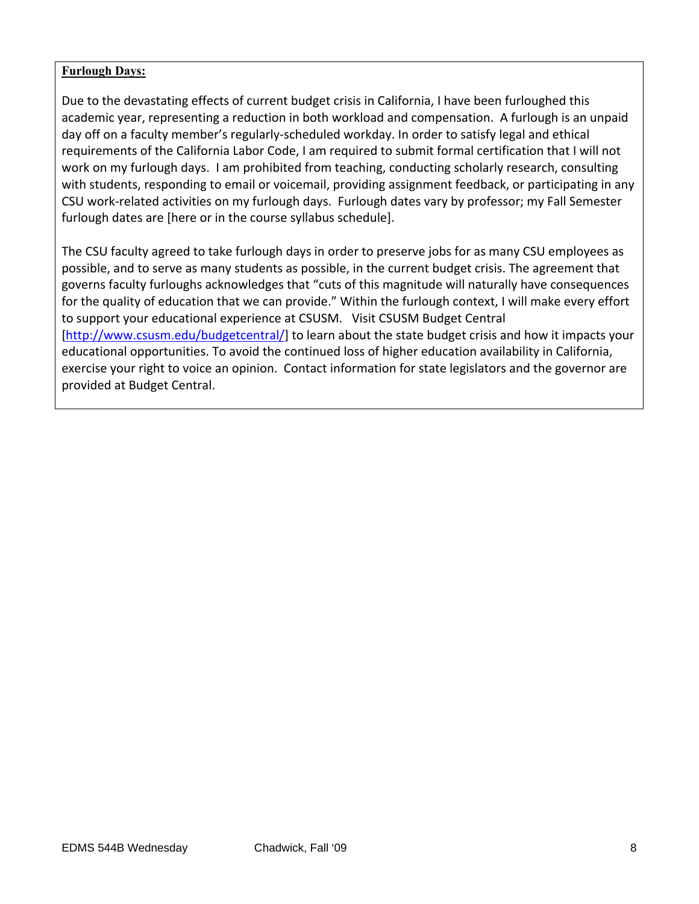**Furlough Days:**

Due to the devastating effects of current budget crisis in California, I have been furloughed this academic year, representing a reduction in both workload and compensation. A furlough is an unpaid day off on a faculty member's regularly-scheduled workday. In order to satisfy legal and ethical requirements of the California Labor Code, I am required to submit formal certification that I will not work on my furlough days. I am prohibited from teaching, conducting scholarly research, consulting with students, responding to email or voicemail, providing assignment feedback, or participating in any CSU work-related activities on my furlough days. Furlough dates vary by professor; my Fall Semester furlough dates are [here or in the course syllabus schedule].

The CSU faculty agreed to take furlough days in order to preserve jobs for as many CSU employees as possible, and to serve as many students as possible, in the current budget crisis. The agreement that governs faculty furloughs acknowledges that "cuts of this magnitude will naturally have consequences for the quality of education that we can provide." Within the furlough context, I will make every effort to support your educational experience at CSUSM. Visit CSUSM Budget Central [http://www.csusm.edu/budgetcentral/] to learn about the state budget crisis and how it impacts your educational opportunities. To avoid the continued loss of higher education availability in California, exercise your right to voice an opinion. Contact information for state legislators and the governor are provided at Budget Central.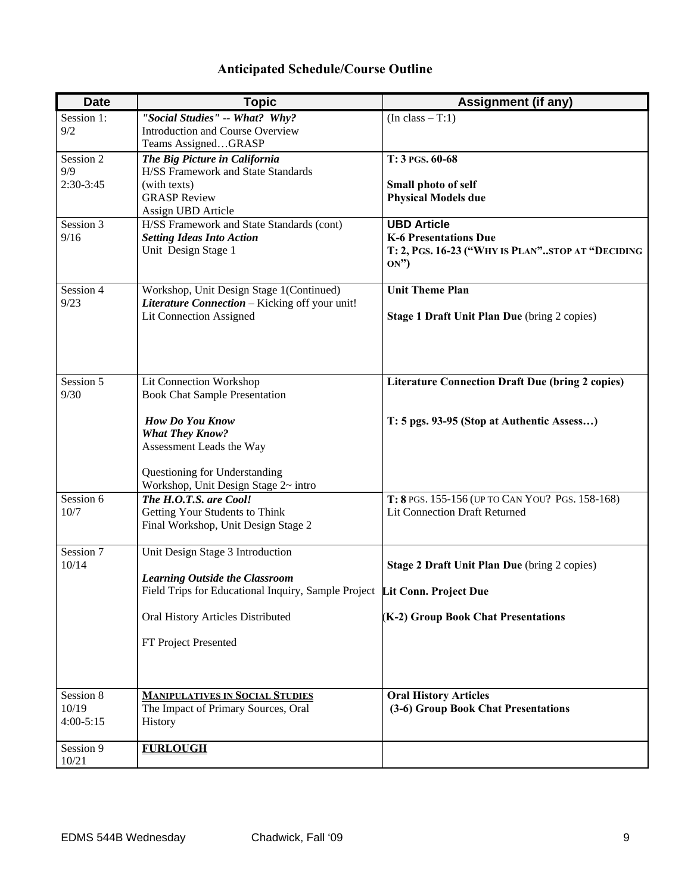## Anticipated Schedule/Course Outline

| Date | Topic | Assignment (if any) |
|---|---|---|
| Session 1: 9/2 | ***"Social Studies" -- What? Why?*** Introduction and Course Overview Teams Assigned…GRASP | (In class – T:1) |
| Session 2 9/9 2:30-3:45 | ***The Big Picture in California*** H/SS Framework and State Standards (with texts) GRASP Review Assign UBD Article | **T: 3 PGS. 60-68** **Small photo of self** **Physical Models due** |
| Session 3 9/16 | H/SS Framework and State Standards (cont) ***Setting Ideas Into Action*** Unit Design Stage 1 | **UBD Article** **K-6 Presentations Due** **T: 2, PGS. 16-23 ("WHY IS PLAN"..STOP AT "DECIDING ON")** |
| Session 4 9/23 | Workshop, Unit Design Stage 1(Continued) ***Literature Connection*** – Kicking off your unit! Lit Connection Assigned | **Unit Theme Plan** **Stage 1 Draft Unit Plan Due** (bring 2 copies) |
| Session 5 9/30 | Lit Connection Workshop Book Chat Sample Presentation ***How Do You Know What They Know?*** Assessment Leads the Way Questioning for Understanding Workshop, Unit Design Stage 2~ intro | **Literature Connection Draft Due (bring 2 copies)** **T: 5 pgs. 93-95 (Stop at Authentic Assess…)** |
| Session 6 10/7 | ***The H.O.T.S. are Cool!*** Getting Your Students to Think Final Workshop, Unit Design Stage 2 | **T: 8** PGS. 155-156 (UP TO CAN YOU? PGS. 158-168) Lit Connection Draft Returned |
| Session 7 10/14 | Unit Design Stage 3 Introduction ***Learning Outside the Classroom*** Field Trips for Educational Inquiry, Sample Project Oral History Articles Distributed FT Project Presented | **Stage 2 Draft Unit Plan Due** (bring 2 copies) **Lit Conn. Project Due** **(K-2) Group Book Chat Presentations** |
| Session 8 10/19 4:00-5:15 | **MANIPULATIVES IN SOCIAL STUDIES** The Impact of Primary Sources, Oral History | **Oral History Articles** **(3-6) Group Book Chat Presentations** |
| Session 9 10/21 | **FURLOUGH** | |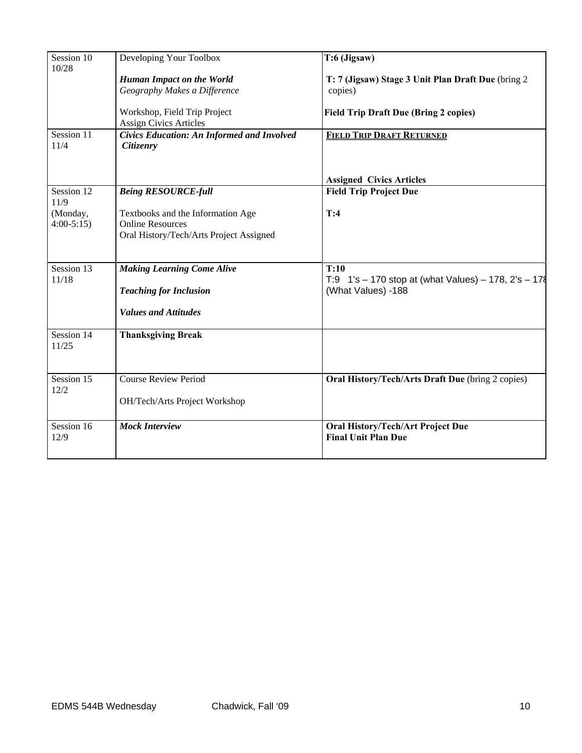| | | |
|---|---|---|
| Session 10<br>10/28 | Developing Your Toolbox<br><br>***Human Impact on the World***<br>*Geography Makes a Difference*<br><br>Workshop, Field Trip Project<br>Assign Civics Articles | **T:6 (Jigsaw)**<br><br>**T: 7 (Jigsaw) Stage 3 Unit Plan Draft Due** (bring 2 copies)<br><br>**Field Trip Draft Due (Bring 2 copies)** |
| Session 11<br>11/4 | ***Civics Education: An Informed and Involved Citizenry*** | **FIELD TRIP DRAFT RETURNED**<br><br>**Assigned Civics Articles** |
| Session 12<br>11/9<br>(Monday, 4:00-5:15) | ***Being RESOURCE-full***<br><br>Textbooks and the Information Age<br>Online Resources<br>Oral History/Tech/Arts Project Assigned | **Field Trip Project Due**<br><br>**T:4** |
| Session 13<br>11/18 | ***Making Learning Come Alive***<br><br>***Teaching for Inclusion***<br><br>***Values and Attitudes*** | **T:10**<br>T:9 1's – 170 stop at (what Values) – 178, 2's – 178 (What Values) -188 |
| Session 14<br>11/25 | **Thanksgiving Break** | |
| Session 15<br>12/2 | Course Review Period<br><br>OH/Tech/Arts Project Workshop | **Oral History/Tech/Arts Draft Due** (bring 2 copies) |
| Session 16<br>12/9 | ***Mock Interview*** | **Oral History/Tech/Art Project Due**<br>**Final Unit Plan Due** |